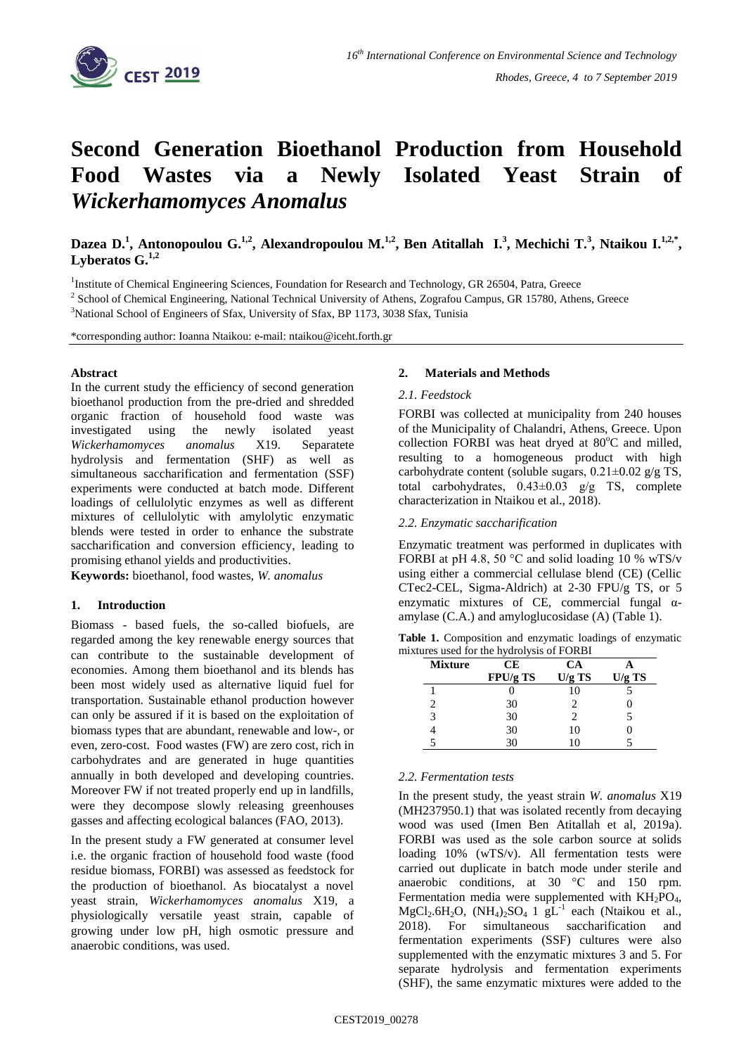# Second Generation Bioethanol Production from Household Food Wastes via a Newly Isolated Yeast Strain of *Wickerhamomyces Anomalus*

**Dazea D.[1], Antonopoulou G.[1,2], Alexandropoulou M.[1,2], Ben Atitallah I.[3], Mechichi T.[3], Ntaikou I.[1,2,*], Lyberatos G.[1,2]**

[1]Institute of Chemical Engineering Sciences, Foundation for Research and Technology, GR 26504, Patra, Greece

[2] School of Chemical Engineering, National Technical University of Athens, Zografou Campus, GR 15780, Athens, Greece

[3]National School of Engineers of Sfax, University of Sfax, BP 1173, 3038 Sfax, Tunisia

*corresponding author: Ioanna Ntaikou: e-mail: ntaikou@iceht.forth.gr

**Abstract**

In the current study the efficiency of second generation bioethanol production from the pre-dried and shredded organic fraction of household food waste was investigated using the newly isolated yeast *Wickerhamomyces anomalus* X19. Separatete hydrolysis and fermentation (SHF) as well as simultaneous saccharification and fermentation (SSF) experiments were conducted at batch mode. Different loadings of cellulolytic enzymes as well as different mixtures of cellulolytic with amylolytic enzymatic blends were tested in order to enhance the substrate saccharification and conversion efficiency, leading to promising ethanol yields and productivities.

**Keywords:** bioethanol, food wastes, *W. anomalus*

## 1. Introduction

Biomass - based fuels, the so-called biofuels, are regarded among the key renewable energy sources that can contribute to the sustainable development of economies. Among them bioethanol and its blends has been most widely used as alternative liquid fuel for transportation. Sustainable ethanol production however can only be assured if it is based on the exploitation of biomass types that are abundant, renewable and low-, or even, zero-cost. Food wastes (FW) are zero cost, rich in carbohydrates and are generated in huge quantities annually in both developed and developing countries. Moreover FW if not treated properly end up in landfills, were they decompose slowly releasing greenhouses gasses and affecting ecological balances (FAO, 2013).

In the present study a FW generated at consumer level i.e. the organic fraction of household food waste (food residue biomass, FORBI) was assessed as feedstock for the production of bioethanol. As biocatalyst a novel yeast strain, *Wickerhamomyces anomalus* X19, a physiologically versatile yeast strain, capable of growing under low pH, high osmotic pressure and anaerobic conditions, was used.

## 2. Materials and Methods

### 2.1. Feedstock

FORBI was collected at municipality from 240 houses of the Municipality of Chalandri, Athens, Greece. Upon collection FORBI was heat dryed at 80$^{o}$C and milled, resulting to a homogeneous product with high carbohydrate content (soluble sugars, 0.21±0.02 g/g TS, total carbohydrates, 0.43±0.03 g/g TS, complete characterization in Ntaikou et al., 2018).

### 2.2. Enzymatic saccharification

Enzymatic treatment was performed in duplicates with FORBI at pH 4.8, 50 °C and solid loading 10 % wTS/v using either a commercial cellulase blend (CE) (Cellic CTec2-CEL, Sigma-Aldrich) at 2-30 FPU/g TS, or 5 enzymatic mixtures of CE, commercial fungal α-amylase (C.A.) and amyloglucosidase (A) (Table 1).

**Table 1.** Composition and enzymatic loadings of enzymatic mixtures used for the hydrolysis of FORBI

| Mixture | CE FPU/g TS | CA U/g TS | A U/g TS |
|---|---|---|---|
| 1 | 0 | 10 | 5 |
| 2 | 30 | 2 | 0 |
| 3 | 30 | 2 | 5 |
| 4 | 30 | 10 | 0 |
| 5 | 30 | 10 | 5 |

### 2.2. Fermentation tests

In the present study, the yeast strain *W. anomalus* X19 (MH237950.1) that was isolated recently from decaying wood was used (Imen Ben Atitallah et al, 2019a). FORBI was used as the sole carbon source at solids loading 10% (wTS/v). All fermentation tests were carried out duplicate in batch mode under sterile and anaerobic conditions, at 30 °C and 150 rpm. Fermentation media were supplemented with $KH_2PO_4$, $MgCl_2.6H_2O$, $(NH_4)_2SO_4$ 1 $gL^{-1}$ each (Ntaikou et al., 2018). For simultaneous saccharification and fermentation experiments (SSF) cultures were also supplemented with the enzymatic mixtures 3 and 5. For separate hydrolysis and fermentation experiments (SHF), the same enzymatic mixtures were added to the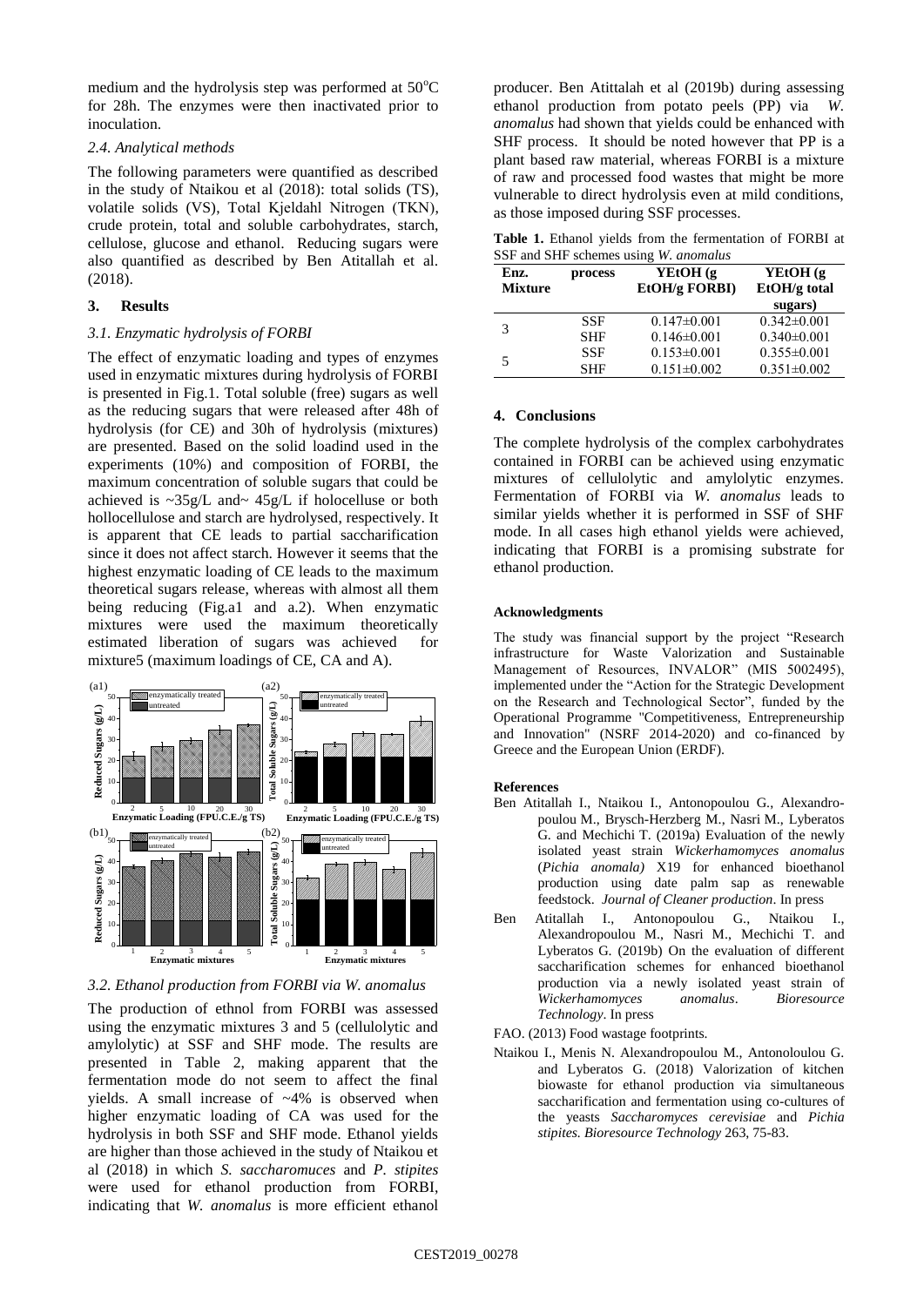medium and the hydrolysis step was performed at 50$^o$C for 28h. The enzymes were then inactivated prior to inoculation.

### 2.4. Analytical methods

The following parameters were quantified as described in the study of Ntaikou et al (2018): total solids (TS), volatile solids (VS), Total Kjeldahl Nitrogen (TKN), crude protein, total and soluble carbohydrates, starch, cellulose, glucose and ethanol. Reducing sugars were also quantified as described by Ben Atitallah et al. (2018).

## 3. Results

### 3.1. Enzymatic hydrolysis of FORBI

The effect of enzymatic loading and types of enzymes used in enzymatic mixtures during hydrolysis of FORBI is presented in Fig.1. Total soluble (free) sugars as well as the reducing sugars that were released after 48h of hydrolysis (for CE) and 30h of hydrolysis (mixtures) are presented. Based on the solid loadind used in the experiments (10%) and composition of FORBI, the maximum concentration of soluble sugars that could be achieved is ~35g/L and~ 45g/L if holocelluse or both hollocellulose and starch are hydrolysed, respectively. It is apparent that CE leads to partial saccharification since it does not affect starch. However it seems that the highest enzymatic loading of CE leads to the maximum theoretical sugars release, whereas with almost all them being reducing (Fig.a1 and a.2). When enzymatic mixtures were used the maximum theoretically estimated liberation of sugars was achieved for mixture5 (maximum loadings of CE, CA and A).

(a1)
enzymatically treated
untreated
Reduced Sugars (g/L)
0 10 20 30 40 50
2 5 10 20 30
Enzymatic Loading (FPU.C.E./g TS)

(a2)
enzymatically treated
untreated
Total Soluble Sugars (g/L)
0 10 20 30 40 50
2 5 10 20 30
Enzymatic Loading (FPU.C.E./g TS)

(b1)
enzymatically treated
untreated
Reduced Sugars (g/L)
0 10 20 30 40 50
1 2 3 4 5
Enzymatic mixtures

(b2)
enzymatically treated
untreated
Total Soluble Sugars (g/L)
0 10 20 30 40 50
1 2 3 4 5
Enzymatic mixtures

### 3.2. Ethanol production from FORBI via *W. anomalus*

The production of ethnol from FORBI was assessed using the enzymatic mixtures 3 and 5 (cellulolytic and amylolytic) at SSF and SHF mode. The results are presented in Table 2, making apparent that the fermentation mode do not seem to affect the final yields. A small increase of ~4% is observed when higher enzymatic loading of CA was used for the hydrolysis in both SSF and SHF mode. Ethanol yields are higher than those achieved in the study of Ntaikou et al (2018) in which *S. saccharomuces* and *P. stipites* were used for ethanol production from FORBI, indicating that *W. anomalus* is more efficient ethanol producer. Ben Atittalah et al (2019b) during assessing ethanol production from potato peels (PP) via *W. anomalus* had shown that yields could be enhanced with SHF process. It should be noted however that PP is a plant based raw material, whereas FORBI is a mixture of raw and processed food wastes that might be more vulnerable to direct hydrolysis even at mild conditions, as those imposed during SSF processes.

**Table 1.** Ethanol yields from the fermentation of FORBI at SSF and SHF schemes using *W. anomalus*

| Enz. Mixture | process | YEtOH (g EtOH/g FORBI) | YEtOH (g EtOH/g total sugars) |
|---|---|---|---|
| 3 | SSF | 0.147±0.001 | 0.342±0.001 |
| | SHF | 0.146±0.001 | 0.340±0.001 |
| 5 | SSF | 0.153±0.001 | 0.355±0.001 |
| | SHF | 0.151±0.002 | 0.351±0.002 |

## 4. Conclusions

The complete hydrolysis of the complex carbohydrates contained in FORBI can be achieved using enzymatic mixtures of cellulolytic and amylolytic enzymes. Fermentation of FORBI via *W. anomalus* leads to similar yields whether it is performed in SSF of SHF mode. In all cases high ethanol yields were achieved, indicating that FORBI is a promising substrate for ethanol production.

#### Acknowledgments

The study was financial support by the project "Research infrastructure for Waste Valorization and Sustainable Management of Resources, INVALOR" (MIS 5002495), implemented under the "Action for the Strategic Development on the Research and Technological Sector", funded by the Operational Programme "Competitiveness, Entrepreneurship and Innovation" (NSRF 2014-2020) and co-financed by Greece and the European Union (ERDF).

#### References

- Ben Atitallah I., Ntaikou I., Antonopoulou G., Alexandropoulou M., Brysch-Herzberg M., Nasri M., Lyberatos G. and Mechichi T. (2019a) Evaluation of the newly isolated yeast strain *Wickerhamomyces anomalus* (*Pichia anomala)* X19 for enhanced bioethanol production using date palm sap as renewable feedstock. *Journal of Cleaner production*. In press
- Ben Atitallah I., Antonopoulou G., Ntaikou I., Alexandropoulou M., Nasri M., Mechichi T. and Lyberatos G. (2019b) On the evaluation of different saccharification schemes for enhanced bioethanol production via a newly isolated yeast strain of *Wickerhamomyces anomalus*. *Bioresource Technology*. In press
- FAO. (2013) Food wastage footprints.
- Ntaikou I., Menis N. Alexandropoulou M., Antonoloulou G. and Lyberatos G. (2018) Valorization of kitchen biowaste for ethanol production via simultaneous saccharification and fermentation using co-cultures of the yeasts *Saccharomyces cerevisiae* and *Pichia stipites. Bioresource Technology* 263, 75-83.